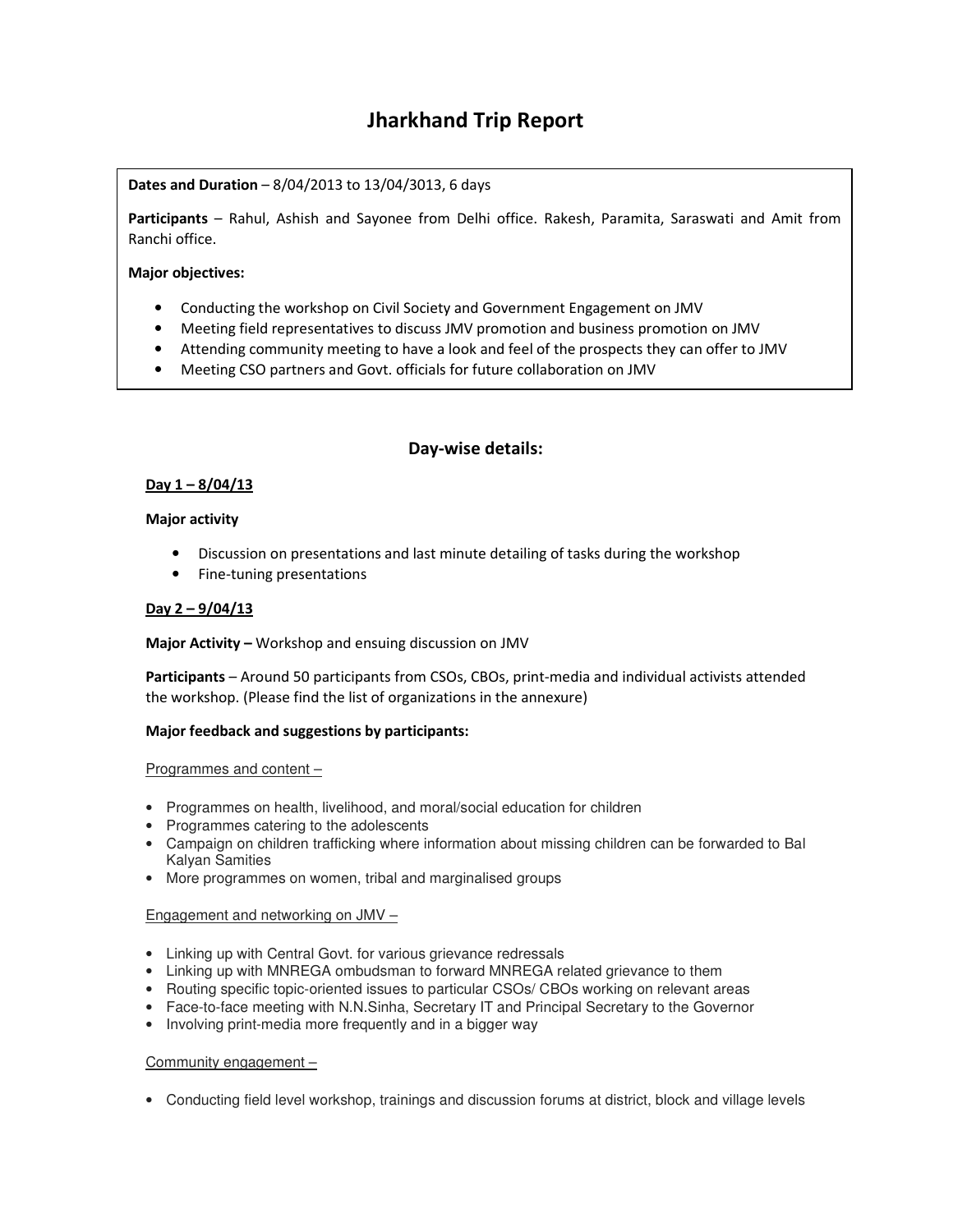# Jharkhand Trip Report

**Dates and Duration** – 8/04/2013 to 13/04/3013, 6 days

**Participants** – Rahul, Ashish and Sayonee from Delhi office. Rakesh, Paramita, Saraswati and Amit from Ranchi office.

**Major objectives:**

- Conducting the workshop on Civil Society and Government Engagement on JMV
- Meeting field representatives to discuss JMV promotion and business promotion on JMV
- Attending community meeting to have a look and feel of the prospects they can offer to JMV
- Meeting CSO partners and Govt. officials for future collaboration on JMV

## Day-wise details:

### Day 1 – 8/04/13

**Major activity**

- Discussion on presentations and last minute detailing of tasks during the workshop
- Fine-tuning presentations

### Day 2 – 9/04/13

**Major Activity** – Workshop and ensuing discussion on JMV

**Participants** – Around 50 participants from CSOs, CBOs, print-media and individual activists attended the workshop. (Please find the list of organizations in the annexure)

**Major feedback and suggestions by participants:**

Programmes and content –

- Programmes on health, livelihood, and moral/social education for children
- Programmes catering to the adolescents
- Campaign on children trafficking where information about missing children can be forwarded to Bal Kalyan Samities
- More programmes on women, tribal and marginalised groups

Engagement and networking on JMV –

- Linking up with Central Govt. for various grievance redressals
- Linking up with MNREGA ombudsman to forward MNREGA related grievance to them
- Routing specific topic-oriented issues to particular CSOs/ CBOs working on relevant areas
- Face-to-face meeting with N.N.Sinha, Secretary IT and Principal Secretary to the Governor
- Involving print-media more frequently and in a bigger way

Community engagement –

- Conducting field level workshop, trainings and discussion forums at district, block and village levels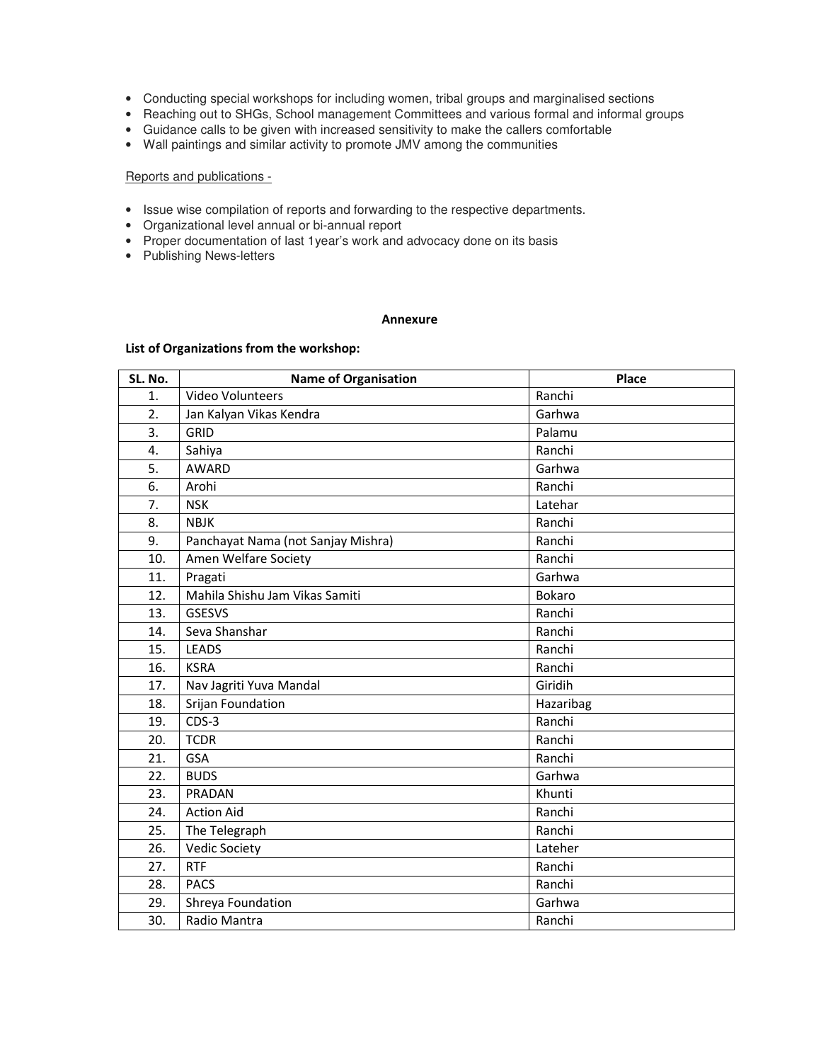- Conducting special workshops for including women, tribal groups and marginalised sections
- Reaching out to SHGs, School management Committees and various formal and informal groups
- Guidance calls to be given with increased sensitivity to make the callers comfortable
- Wall paintings and similar activity to promote JMV among the communities

Reports and publications -

- Issue wise compilation of reports and forwarding to the respective departments.
- Organizational level annual or bi-annual report
- Proper documentation of last 1year's work and advocacy done on its basis
- Publishing News-letters

**Annexure**

**List of Organizations from the workshop:**

| SL. No. | Name of Organisation | Place |
|---|---|---|
| 1. | Video Volunteers | Ranchi |
| 2. | Jan Kalyan Vikas Kendra | Garhwa |
| 3. | GRID | Palamu |
| 4. | Sahiya | Ranchi |
| 5. | AWARD | Garhwa |
| 6. | Arohi | Ranchi |
| 7. | NSK | Latehar |
| 8. | NBJK | Ranchi |
| 9. | Panchayat Nama (not Sanjay Mishra) | Ranchi |
| 10. | Amen Welfare Society | Ranchi |
| 11. | Pragati | Garhwa |
| 12. | Mahila Shishu Jam Vikas Samiti | Bokaro |
| 13. | GSESVS | Ranchi |
| 14. | Seva Shanshar | Ranchi |
| 15. | LEADS | Ranchi |
| 16. | KSRA | Ranchi |
| 17. | Nav Jagriti Yuva Mandal | Giridih |
| 18. | Srijan Foundation | Hazaribag |
| 19. | CDS-3 | Ranchi |
| 20. | TCDR | Ranchi |
| 21. | GSA | Ranchi |
| 22. | BUDS | Garhwa |
| 23. | PRADAN | Khunti |
| 24. | Action Aid | Ranchi |
| 25. | The Telegraph | Ranchi |
| 26. | Vedic Society | Lateher |
| 27. | RTF | Ranchi |
| 28. | PACS | Ranchi |
| 29. | Shreya Foundation | Garhwa |
| 30. | Radio Mantra | Ranchi |